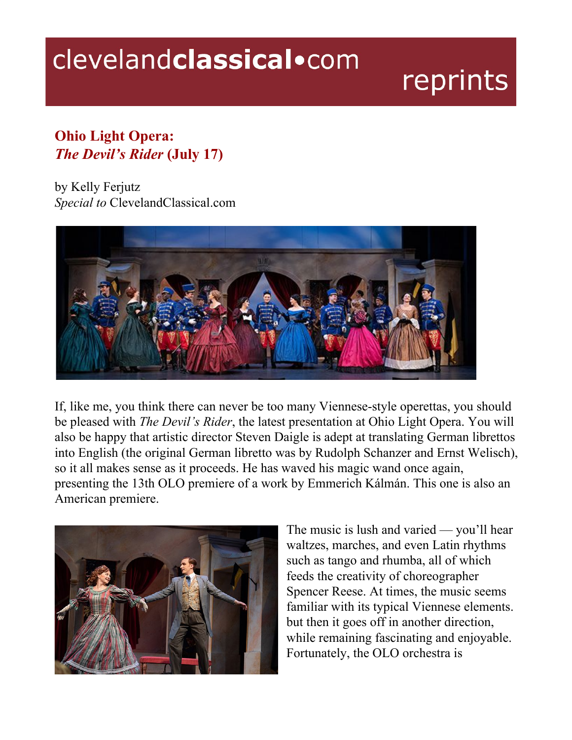# clevelandclassical•com reprints

## Ohio Light Opera: *The Devil's Rider* (July 17)

by Kelly Ferjutz
*Special to* ClevelandClassical.com

If, like me, you think there can never be too many Viennese-style operettas, you should be pleased with *The Devil's Rider*, the latest presentation at Ohio Light Opera. You will also be happy that artistic director Steven Daigle is adept at translating German librettos into English (the original German libretto was by Rudolph Schanzer and Ernst Welisch), so it all makes sense as it proceeds. He has waved his magic wand once again, presenting the 13th OLO premiere of a work by Emmerich Kálmán. This one is also an American premiere.

The music is lush and varied — you'll hear waltzes, marches, and even Latin rhythms such as tango and rhumba, all of which feeds the creativity of choreographer Spencer Reese. At times, the music seems familiar with its typical Viennese elements. but then it goes off in another direction, while remaining fascinating and enjoyable. Fortunately, the OLO orchestra is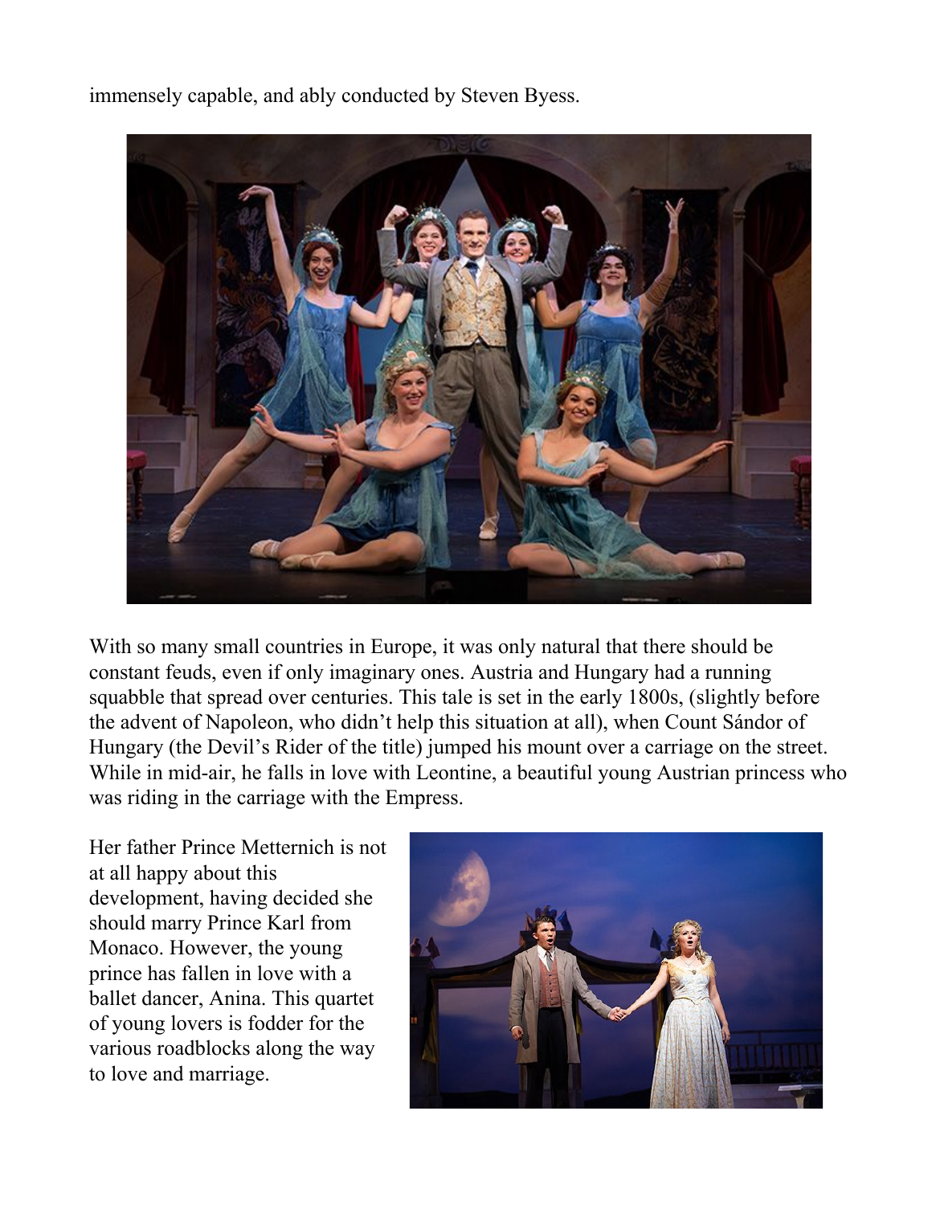immensely capable, and ably conducted by Steven Byess.

With so many small countries in Europe, it was only natural that there should be constant feuds, even if only imaginary ones. Austria and Hungary had a running squabble that spread over centuries. This tale is set in the early 1800s, (slightly before the advent of Napoleon, who didn't help this situation at all), when Count Sándor of Hungary (the Devil's Rider of the title) jumped his mount over a carriage on the street. While in mid-air, he falls in love with Leontine, a beautiful young Austrian princess who was riding in the carriage with the Empress.

Her father Prince Metternich is not at all happy about this development, having decided she should marry Prince Karl from Monaco. However, the young prince has fallen in love with a ballet dancer, Anina. This quartet of young lovers is fodder for the various roadblocks along the way to love and marriage.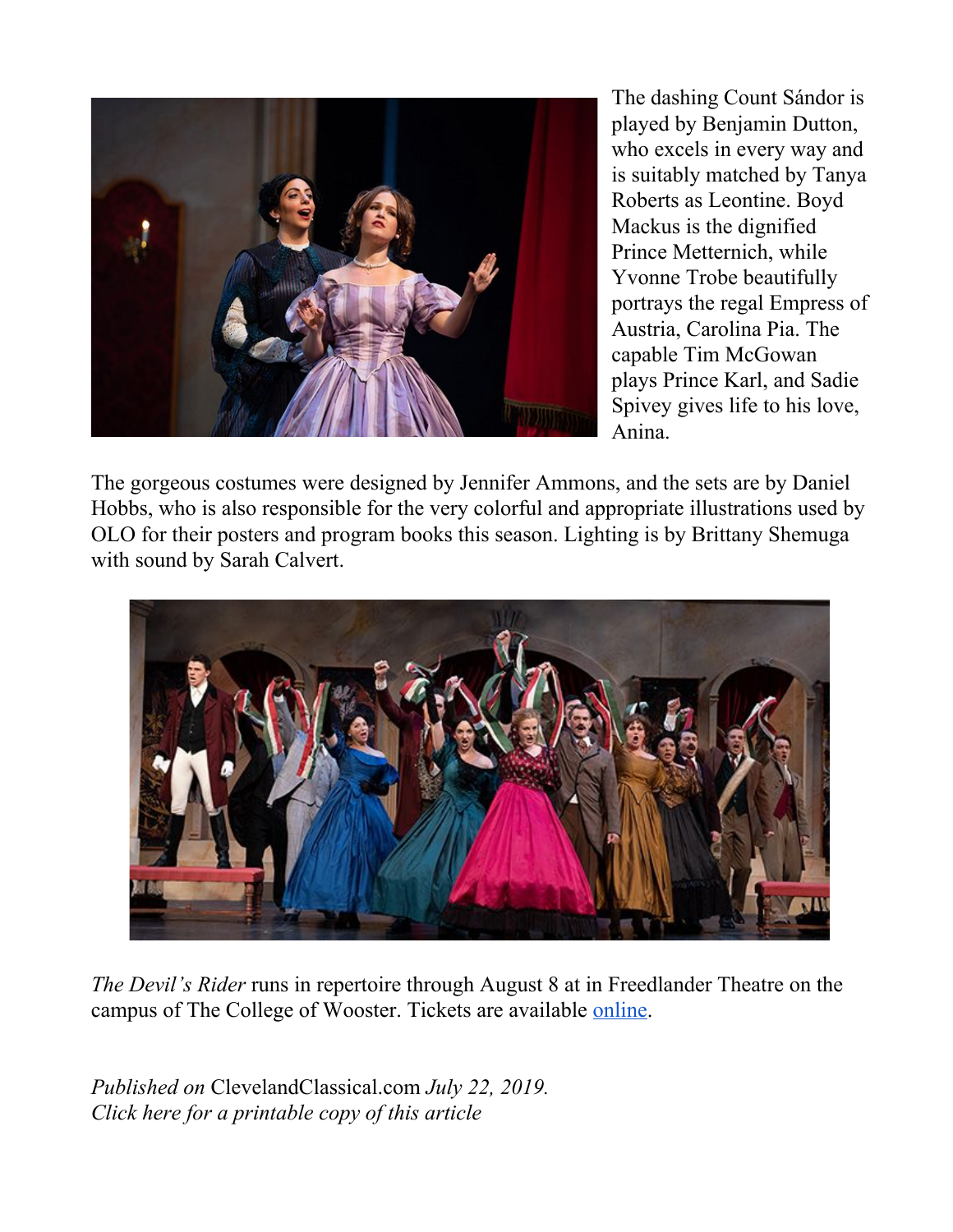The dashing Count Sándor is played by Benjamin Dutton, who excels in every way and is suitably matched by Tanya Roberts as Leontine. Boyd Mackus is the dignified Prince Metternich, while Yvonne Trobe beautifully portrays the regal Empress of Austria, Carolina Pia. The capable Tim McGowan plays Prince Karl, and Sadie Spivey gives life to his love, Anina.

The gorgeous costumes were designed by Jennifer Ammons, and the sets are by Daniel Hobbs, who is also responsible for the very colorful and appropriate illustrations used by OLO for their posters and program books this season. Lighting is by Brittany Shemuga with sound by Sarah Calvert.

*The Devil's Rider* runs in repertoire through August 8 at in Freedlander Theatre on the campus of The College of Wooster. Tickets are available online.

*Published on* ClevelandClassical.com *July 22, 2019.*
*Click here for a printable copy of this article*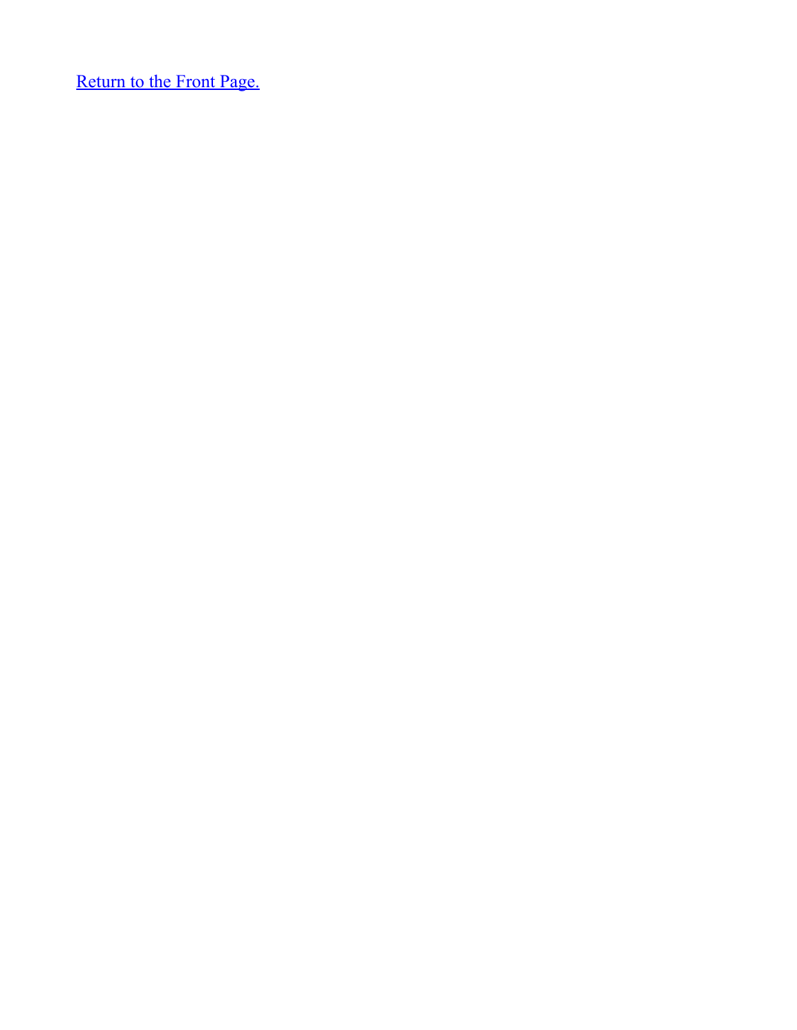Return to the Front Page.